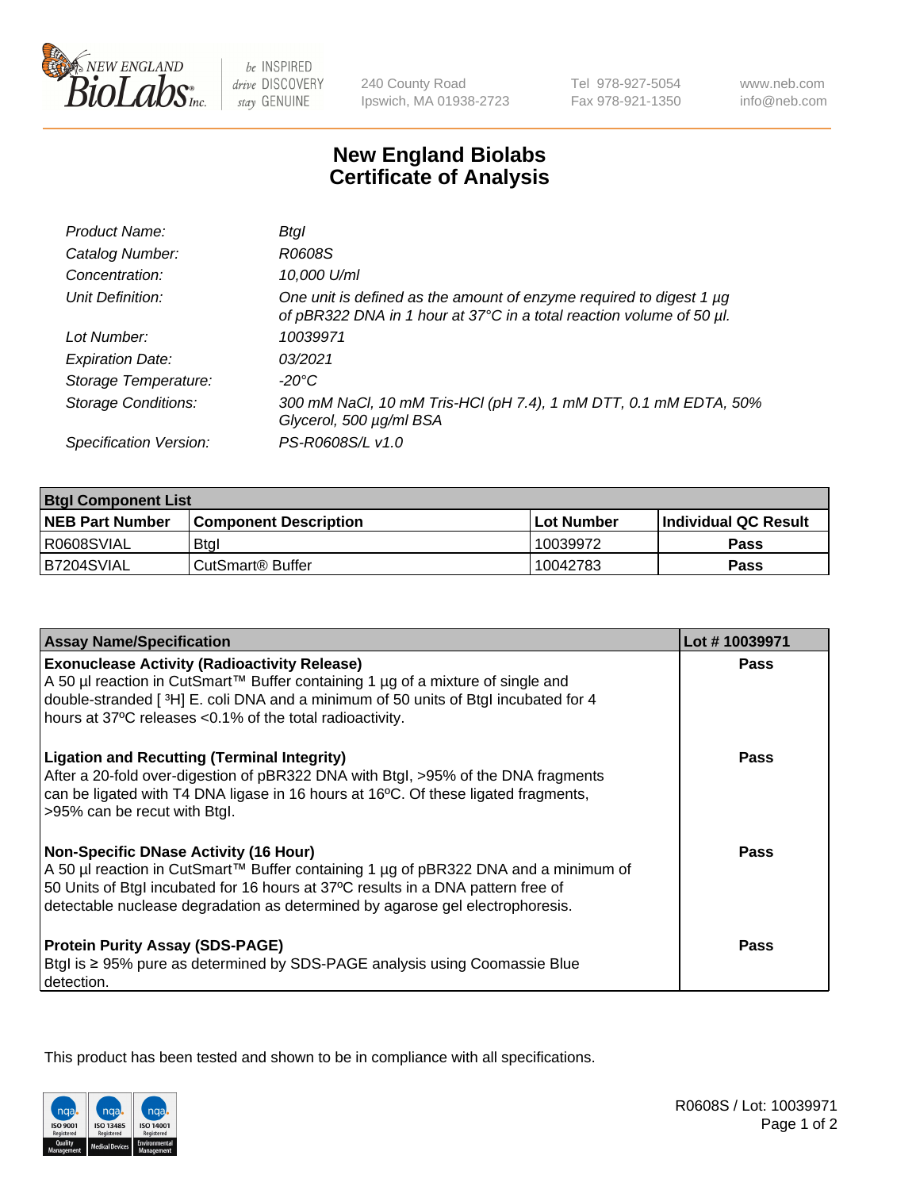# New England Biolabs Certificate of Analysis

| | |
|---|---|
| Product Name: | BtgI |
| Catalog Number: | R0608S |
| Concentration: | 10,000 U/ml |
| Unit Definition: | One unit is defined as the amount of enzyme required to digest 1 µg of pBR322 DNA in 1 hour at 37°C in a total reaction volume of 50 µl. |
| Lot Number: | 10039971 |
| Expiration Date: | 03/2021 |
| Storage Temperature: | -20°C |
| Storage Conditions: | 300 mM NaCl, 10 mM Tris-HCl (pH 7.4), 1 mM DTT, 0.1 mM EDTA, 50% Glycerol, 500 µg/ml BSA |
| Specification Version: | PS-R0608S/L v1.0 |

| BtgI Component List | | | |
|---|---|---|---|
| **NEB Part Number** | **Component Description** | **Lot Number** | **Individual QC Result** |
| R0608SVIAL | BtgI | 10039972 | **Pass** |
| B7204SVIAL | CutSmart® Buffer | 10042783 | **Pass** |

| Assay Name/Specification | Lot # 10039971 |
|---|---|
| **Exonuclease Activity (Radioactivity Release)**<br>A 50 µl reaction in CutSmart™ Buffer containing 1 µg of a mixture of single and double-stranded [ $^{3}$H] E. coli DNA and a minimum of 50 units of BtgI incubated for 4 hours at 37ºC releases <0.1% of the total radioactivity. | **Pass** |
| **Ligation and Recutting (Terminal Integrity)**<br>After a 20-fold over-digestion of pBR322 DNA with BtgI, >95% of the DNA fragments can be ligated with T4 DNA ligase in 16 hours at 16ºC. Of these ligated fragments, >95% can be recut with BtgI. | **Pass** |
| **Non-Specific DNase Activity (16 Hour)**<br>A 50 µl reaction in CutSmart™ Buffer containing 1 µg of pBR322 DNA and a minimum of 50 Units of BtgI incubated for 16 hours at 37ºC results in a DNA pattern free of detectable nuclease degradation as determined by agarose gel electrophoresis. | **Pass** |
| **Protein Purity Assay (SDS-PAGE)**<br>BtgI is ≥ 95% pure as determined by SDS-PAGE analysis using Coomassie Blue detection. | **Pass** |

This product has been tested and shown to be in compliance with all specifications.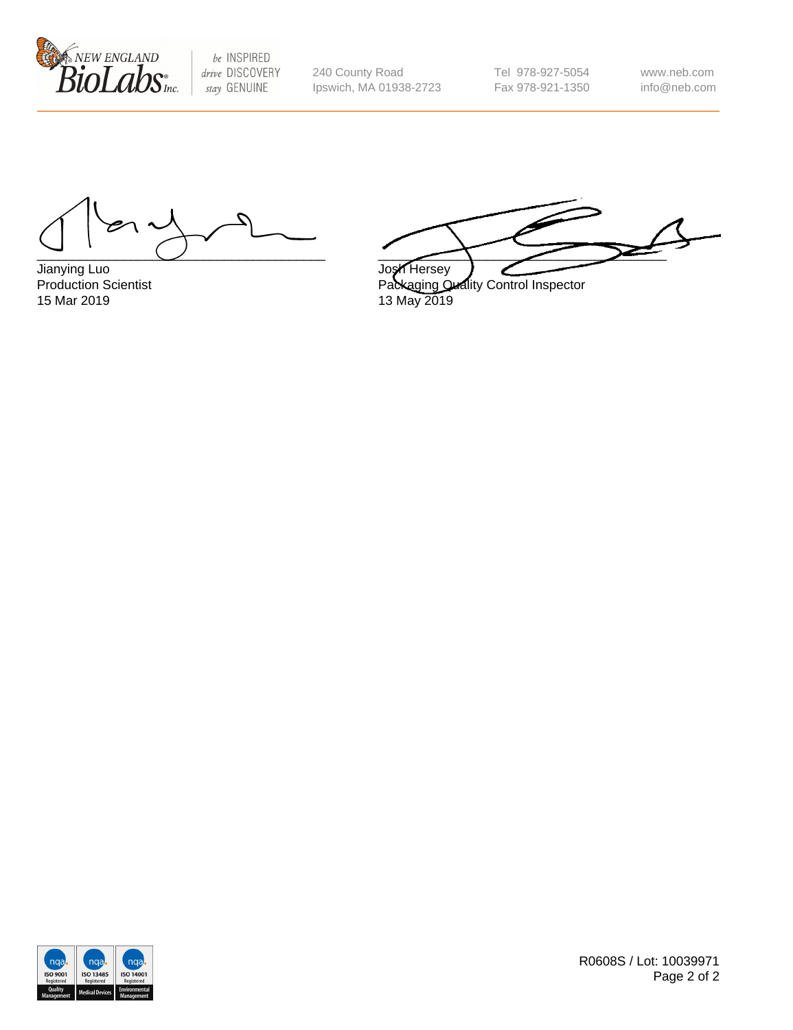be INSPIRED
drive DISCOVERY
stay GENUINE

240 County Road
Ipswich, MA 01938-2723

Tel 978-927-5054
Fax 978-921-1350

www.neb.com
info@neb.com

Jianying Luo
Production Scientist
15 Mar 2019

Josh Hersey
Packaging Quality Control Inspector
13 May 2019

R0608S / Lot: 10039971